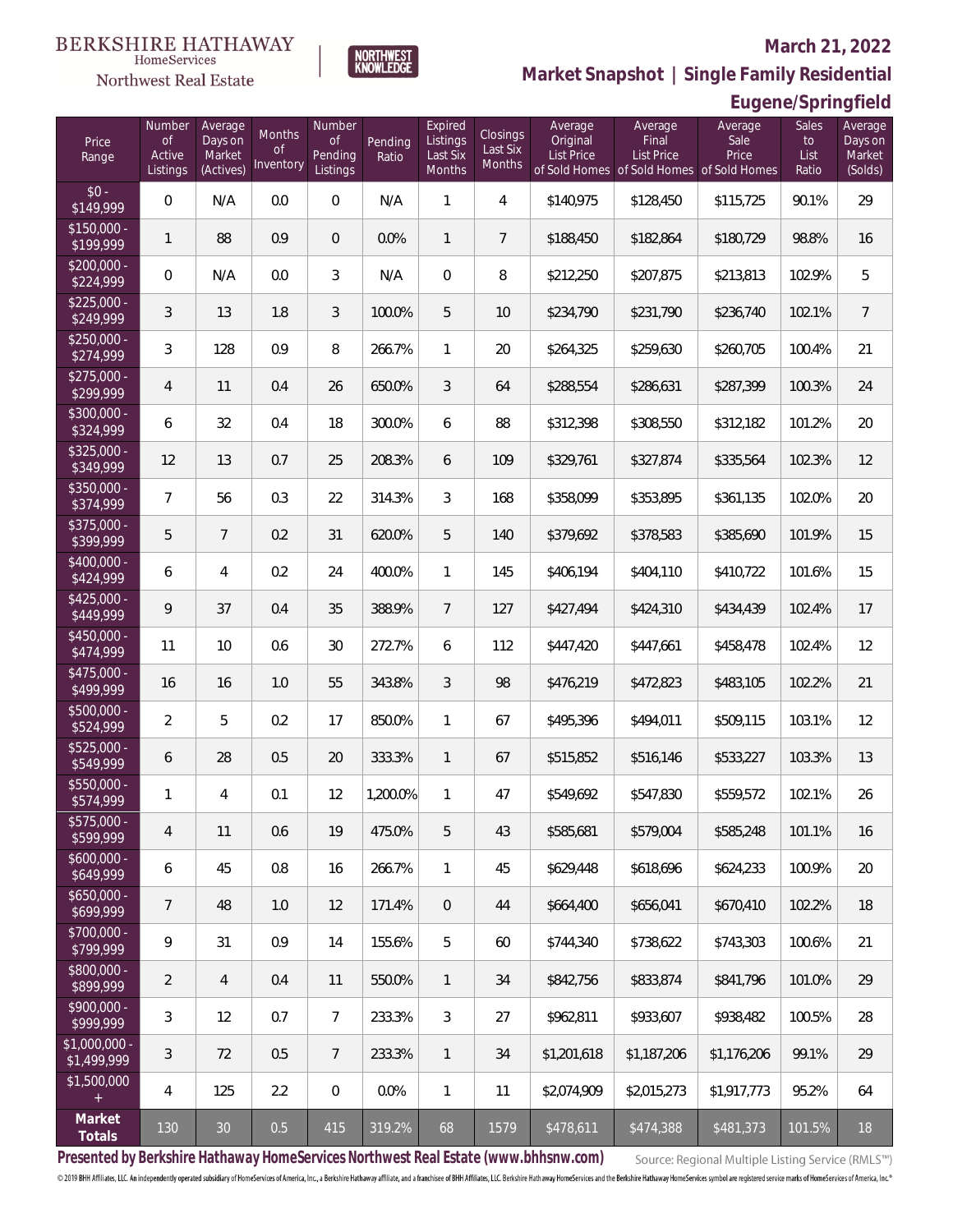BERKSHIRE HATHAWAY HomeServices Northwest Real Estate

NORTHWEST KNOWLEDGE

# March 21, 2022

## Market Snapshot | Single Family Residential

## Eugene/Springfield

| Price Range | Number of Active Listings | Average Days on Market (Actives) | Months of Inventory | Number of Pending Listings | Pending Ratio | Expired Listings Last Six Months | Closings Last Six Months | Average Original List Price of Sold Homes | Average Final List Price of Sold Homes | Average Sale Price of Sold Homes | Sales to List Ratio | Average Days on Market (Solds) |
|---|---|---|---|---|---|---|---|---|---|---|---|---|
| $0 - $149,999 | 0 | N/A | 0.0 | 0 | N/A | 1 | 4 | $140,975 | $128,450 | $115,725 | 90.1% | 29 |
| $150,000 - $199,999 | 1 | 88 | 0.9 | 0 | 0.0% | 1 | 7 | $188,450 | $182,864 | $180,729 | 98.8% | 16 |
| $200,000 - $224,999 | 0 | N/A | 0.0 | 3 | N/A | 0 | 8 | $212,250 | $207,875 | $213,813 | 102.9% | 5 |
| $225,000 - $249,999 | 3 | 13 | 1.8 | 3 | 100.0% | 5 | 10 | $234,790 | $231,790 | $236,740 | 102.1% | 7 |
| $250,000 - $274,999 | 3 | 128 | 0.9 | 8 | 266.7% | 1 | 20 | $264,325 | $259,630 | $260,705 | 100.4% | 21 |
| $275,000 - $299,999 | 4 | 11 | 0.4 | 26 | 650.0% | 3 | 64 | $288,554 | $286,631 | $287,399 | 100.3% | 24 |
| $300,000 - $324,999 | 6 | 32 | 0.4 | 18 | 300.0% | 6 | 88 | $312,398 | $308,550 | $312,182 | 101.2% | 20 |
| $325,000 - $349,999 | 12 | 13 | 0.7 | 25 | 208.3% | 6 | 109 | $329,761 | $327,874 | $335,564 | 102.3% | 12 |
| $350,000 - $374,999 | 7 | 56 | 0.3 | 22 | 314.3% | 3 | 168 | $358,099 | $353,895 | $361,135 | 102.0% | 20 |
| $375,000 - $399,999 | 5 | 7 | 0.2 | 31 | 620.0% | 5 | 140 | $379,692 | $378,583 | $385,690 | 101.9% | 15 |
| $400,000 - $424,999 | 6 | 4 | 0.2 | 24 | 400.0% | 1 | 145 | $406,194 | $404,110 | $410,722 | 101.6% | 15 |
| $425,000 - $449,999 | 9 | 37 | 0.4 | 35 | 388.9% | 7 | 127 | $427,494 | $424,310 | $434,439 | 102.4% | 17 |
| $450,000 - $474,999 | 11 | 10 | 0.6 | 30 | 272.7% | 6 | 112 | $447,420 | $447,661 | $458,478 | 102.4% | 12 |
| $475,000 - $499,999 | 16 | 16 | 1.0 | 55 | 343.8% | 3 | 98 | $476,219 | $472,823 | $483,105 | 102.2% | 21 |
| $500,000 - $524,999 | 2 | 5 | 0.2 | 17 | 850.0% | 1 | 67 | $495,396 | $494,011 | $509,115 | 103.1% | 12 |
| $525,000 - $549,999 | 6 | 28 | 0.5 | 20 | 333.3% | 1 | 67 | $515,852 | $516,146 | $533,227 | 103.3% | 13 |
| $550,000 - $574,999 | 1 | 4 | 0.1 | 12 | 1,200.0% | 1 | 47 | $549,692 | $547,830 | $559,572 | 102.1% | 26 |
| $575,000 - $599,999 | 4 | 11 | 0.6 | 19 | 475.0% | 5 | 43 | $585,681 | $579,004 | $585,248 | 101.1% | 16 |
| $600,000 - $649,999 | 6 | 45 | 0.8 | 16 | 266.7% | 1 | 45 | $629,448 | $618,696 | $624,233 | 100.9% | 20 |
| $650,000 - $699,999 | 7 | 48 | 1.0 | 12 | 171.4% | 0 | 44 | $664,400 | $656,041 | $670,410 | 102.2% | 18 |
| $700,000 - $799,999 | 9 | 31 | 0.9 | 14 | 155.6% | 5 | 60 | $744,340 | $738,622 | $743,303 | 100.6% | 21 |
| $800,000 - $899,999 | 2 | 4 | 0.4 | 11 | 550.0% | 1 | 34 | $842,756 | $833,874 | $841,796 | 101.0% | 29 |
| $900,000 - $999,999 | 3 | 12 | 0.7 | 7 | 233.3% | 3 | 27 | $962,811 | $933,607 | $938,482 | 100.5% | 28 |
| $1,000,000 - $1,499,999 | 3 | 72 | 0.5 | 7 | 233.3% | 1 | 34 | $1,201,618 | $1,187,206 | $1,176,206 | 99.1% | 29 |
| $1,500,000 + | 4 | 125 | 2.2 | 0 | 0.0% | 1 | 11 | $2,074,909 | $2,015,273 | $1,917,773 | 95.2% | 64 |
| **Market Totals** | 130 | 30 | 0.5 | 415 | 319.2% | 68 | 1579 | $478,611 | $474,388 | $481,373 | 101.5% | 18 |

**Presented by Berkshire Hathaway HomeServices Northwest Real Estate (www.bhhsnw.com)**

Source: Regional Multiple Listing Service (RMLS™)

© 2019 BHH Affiliates, LLC. An independently operated subsidiary of HomeServices of America, Inc., a Berkshire Hathaway affiliate, and a franchisee of BHH Affiliates, LLC. Berkshire Hathaway HomeServices and the Berkshire Hathaway HomeServices symbol are registered service marks of HomeServices of America, Inc.®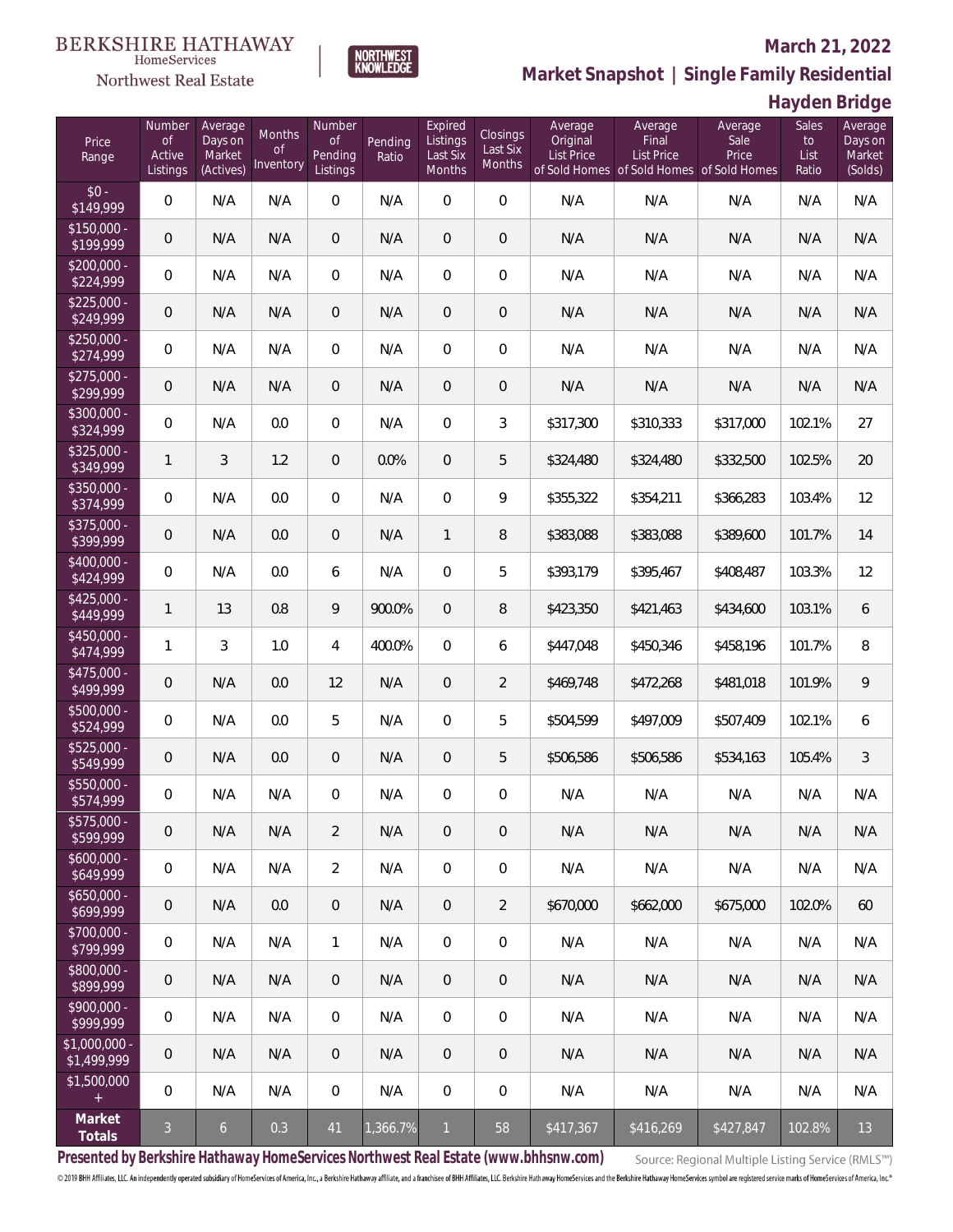BERKSHIRE HATHAWAY HomeServices Northwest Real Estate

NORTHWEST KNOWLEDGE

**March 21, 2022**

**Market Snapshot | Single Family Residential**

**Hayden Bridge**

| Price Range | Number of Active Listings | Average Days on Market (Actives) | Months of Inventory | Number of Pending Listings | Pending Ratio | Expired Listings Last Six Months | Closings Last Six Months | Average Original List Price of Sold Homes | Average Final List Price of Sold Homes | Average Sale Price of Sold Homes | Sales to List Ratio | Average Days on Market (Solds) |
|---|---|---|---|---|---|---|---|---|---|---|---|---|
| $0 - $149,999 | 0 | N/A | N/A | 0 | N/A | 0 | 0 | N/A | N/A | N/A | N/A | N/A |
| $150,000 - $199,999 | 0 | N/A | N/A | 0 | N/A | 0 | 0 | N/A | N/A | N/A | N/A | N/A |
| $200,000 - $224,999 | 0 | N/A | N/A | 0 | N/A | 0 | 0 | N/A | N/A | N/A | N/A | N/A |
| $225,000 - $249,999 | 0 | N/A | N/A | 0 | N/A | 0 | 0 | N/A | N/A | N/A | N/A | N/A |
| $250,000 - $274,999 | 0 | N/A | N/A | 0 | N/A | 0 | 0 | N/A | N/A | N/A | N/A | N/A |
| $275,000 - $299,999 | 0 | N/A | N/A | 0 | N/A | 0 | 0 | N/A | N/A | N/A | N/A | N/A |
| $300,000 - $324,999 | 0 | N/A | 0.0 | 0 | N/A | 0 | 3 | $317,300 | $310,333 | $317,000 | 102.1% | 27 |
| $325,000 - $349,999 | 1 | 3 | 1.2 | 0 | 0.0% | 0 | 5 | $324,480 | $324,480 | $332,500 | 102.5% | 20 |
| $350,000 - $374,999 | 0 | N/A | 0.0 | 0 | N/A | 0 | 9 | $355,322 | $354,211 | $366,283 | 103.4% | 12 |
| $375,000 - $399,999 | 0 | N/A | 0.0 | 0 | N/A | 1 | 8 | $383,088 | $383,088 | $389,600 | 101.7% | 14 |
| $400,000 - $424,999 | 0 | N/A | 0.0 | 6 | N/A | 0 | 5 | $393,179 | $395,467 | $408,487 | 103.3% | 12 |
| $425,000 - $449,999 | 1 | 13 | 0.8 | 9 | 900.0% | 0 | 8 | $423,350 | $421,463 | $434,600 | 103.1% | 6 |
| $450,000 - $474,999 | 1 | 3 | 1.0 | 4 | 400.0% | 0 | 6 | $447,048 | $450,346 | $458,196 | 101.7% | 8 |
| $475,000 - $499,999 | 0 | N/A | 0.0 | 12 | N/A | 0 | 2 | $469,748 | $472,268 | $481,018 | 101.9% | 9 |
| $500,000 - $524,999 | 0 | N/A | 0.0 | 5 | N/A | 0 | 5 | $504,599 | $497,009 | $507,409 | 102.1% | 6 |
| $525,000 - $549,999 | 0 | N/A | 0.0 | 0 | N/A | 0 | 5 | $506,586 | $506,586 | $534,163 | 105.4% | 3 |
| $550,000 - $574,999 | 0 | N/A | N/A | 0 | N/A | 0 | 0 | N/A | N/A | N/A | N/A | N/A |
| $575,000 - $599,999 | 0 | N/A | N/A | 2 | N/A | 0 | 0 | N/A | N/A | N/A | N/A | N/A |
| $600,000 - $649,999 | 0 | N/A | N/A | 2 | N/A | 0 | 0 | N/A | N/A | N/A | N/A | N/A |
| $650,000 - $699,999 | 0 | N/A | 0.0 | 0 | N/A | 0 | 2 | $670,000 | $662,000 | $675,000 | 102.0% | 60 |
| $700,000 - $799,999 | 0 | N/A | N/A | 1 | N/A | 0 | 0 | N/A | N/A | N/A | N/A | N/A |
| $800,000 - $899,999 | 0 | N/A | N/A | 0 | N/A | 0 | 0 | N/A | N/A | N/A | N/A | N/A |
| $900,000 - $999,999 | 0 | N/A | N/A | 0 | N/A | 0 | 0 | N/A | N/A | N/A | N/A | N/A |
| $1,000,000 - $1,499,999 | 0 | N/A | N/A | 0 | N/A | 0 | 0 | N/A | N/A | N/A | N/A | N/A |
| $1,500,000 + | 0 | N/A | N/A | 0 | N/A | 0 | 0 | N/A | N/A | N/A | N/A | N/A |
| **Market Totals** | 3 | 6 | 0.3 | 41 | 1,366.7% | 1 | 58 | $417,367 | $416,269 | $427,847 | 102.8% | 13 |

**Presented by Berkshire Hathaway HomeServices Northwest Real Estate (www.bhhsnw.com)**

Source: Regional Multiple Listing Service (RMLS™)

© 2019 BHH Affiliates, LLC. An independently operated subsidiary of HomeServices of America, Inc., a Berkshire Hathaway affiliate, and a franchisee of BHH Affiliates, LLC. Berkshire Hathaway HomeServices and the Berkshire Hathaway HomeServices symbol are registered service marks of HomeServices of America, Inc.®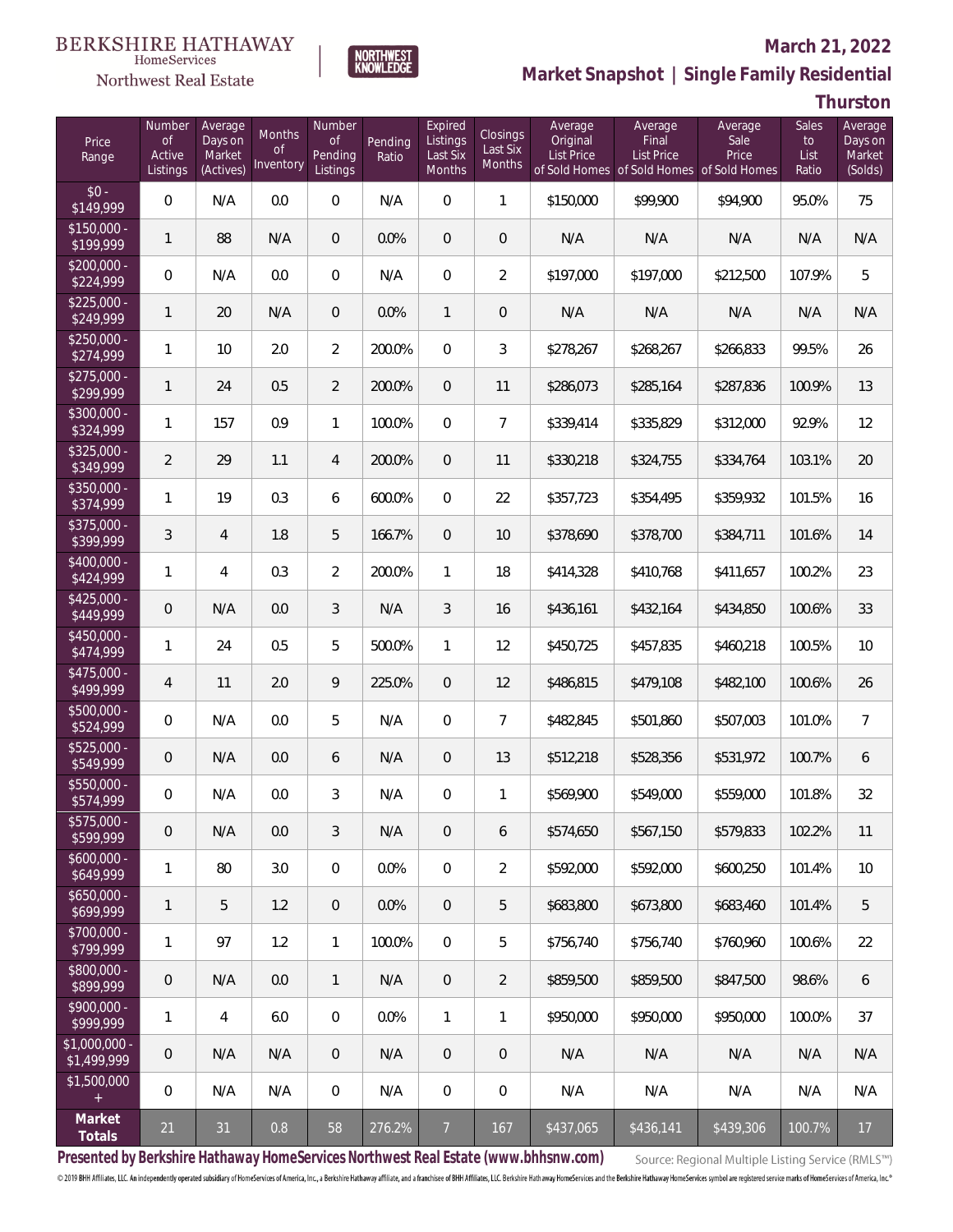BERKSHIRE HATHAWAY HomeServices Northwest Real Estate | NORTHWEST KNOWLEDGE

## March 21, 2022

## Market Snapshot | Single Family Residential

### Thurston

| Price Range | Number of Active Listings | Average Days on Market (Actives) | Months of Inventory | Number of Pending Listings | Pending Ratio | Expired Listings Last Six Months | Closings Last Six Months | Average Original List Price of Sold Homes | Average Final List Price of Sold Homes | Average Sale Price of Sold Homes | Sales to List Ratio | Average Days on Market (Solds) |
|---|---|---|---|---|---|---|---|---|---|---|---|---|
| $0 - $149,999 | 0 | N/A | 0.0 | 0 | N/A | 0 | 1 | $150,000 | $99,900 | $94,900 | 95.0% | 75 |
| $150,000 - $199,999 | 1 | 88 | N/A | 0 | 0.0% | 0 | 0 | N/A | N/A | N/A | N/A | N/A |
| $200,000 - $224,999 | 0 | N/A | 0.0 | 0 | N/A | 0 | 2 | $197,000 | $197,000 | $212,500 | 107.9% | 5 |
| $225,000 - $249,999 | 1 | 20 | N/A | 0 | 0.0% | 1 | 0 | N/A | N/A | N/A | N/A | N/A |
| $250,000 - $274,999 | 1 | 10 | 2.0 | 2 | 200.0% | 0 | 3 | $278,267 | $268,267 | $266,833 | 99.5% | 26 |
| $275,000 - $299,999 | 1 | 24 | 0.5 | 2 | 200.0% | 0 | 11 | $286,073 | $285,164 | $287,836 | 100.9% | 13 |
| $300,000 - $324,999 | 1 | 157 | 0.9 | 1 | 100.0% | 0 | 7 | $339,414 | $335,829 | $312,000 | 92.9% | 12 |
| $325,000 - $349,999 | 2 | 29 | 1.1 | 4 | 200.0% | 0 | 11 | $330,218 | $324,755 | $334,764 | 103.1% | 20 |
| $350,000 - $374,999 | 1 | 19 | 0.3 | 6 | 600.0% | 0 | 22 | $357,723 | $354,495 | $359,932 | 101.5% | 16 |
| $375,000 - $399,999 | 3 | 4 | 1.8 | 5 | 166.7% | 0 | 10 | $378,690 | $378,700 | $384,711 | 101.6% | 14 |
| $400,000 - $424,999 | 1 | 4 | 0.3 | 2 | 200.0% | 1 | 18 | $414,328 | $410,768 | $411,657 | 100.2% | 23 |
| $425,000 - $449,999 | 0 | N/A | 0.0 | 3 | N/A | 3 | 16 | $436,161 | $432,164 | $434,850 | 100.6% | 33 |
| $450,000 - $474,999 | 1 | 24 | 0.5 | 5 | 500.0% | 1 | 12 | $450,725 | $457,835 | $460,218 | 100.5% | 10 |
| $475,000 - $499,999 | 4 | 11 | 2.0 | 9 | 225.0% | 0 | 12 | $486,815 | $479,108 | $482,100 | 100.6% | 26 |
| $500,000 - $524,999 | 0 | N/A | 0.0 | 5 | N/A | 0 | 7 | $482,845 | $501,860 | $507,003 | 101.0% | 7 |
| $525,000 - $549,999 | 0 | N/A | 0.0 | 6 | N/A | 0 | 13 | $512,218 | $528,356 | $531,972 | 100.7% | 6 |
| $550,000 - $574,999 | 0 | N/A | 0.0 | 3 | N/A | 0 | 1 | $569,900 | $549,000 | $559,000 | 101.8% | 32 |
| $575,000 - $599,999 | 0 | N/A | 0.0 | 3 | N/A | 0 | 6 | $574,650 | $567,150 | $579,833 | 102.2% | 11 |
| $600,000 - $649,999 | 1 | 80 | 3.0 | 0 | 0.0% | 0 | 2 | $592,000 | $592,000 | $600,250 | 101.4% | 10 |
| $650,000 - $699,999 | 1 | 5 | 1.2 | 0 | 0.0% | 0 | 5 | $683,800 | $673,800 | $683,460 | 101.4% | 5 |
| $700,000 - $799,999 | 1 | 97 | 1.2 | 1 | 100.0% | 0 | 5 | $756,740 | $756,740 | $760,960 | 100.6% | 22 |
| $800,000 - $899,999 | 0 | N/A | 0.0 | 1 | N/A | 0 | 2 | $859,500 | $859,500 | $847,500 | 98.6% | 6 |
| $900,000 - $999,999 | 1 | 4 | 6.0 | 0 | 0.0% | 1 | 1 | $950,000 | $950,000 | $950,000 | 100.0% | 37 |
| $1,000,000 - $1,499,999 | 0 | N/A | N/A | 0 | N/A | 0 | 0 | N/A | N/A | N/A | N/A | N/A |
| $1,500,000 + | 0 | N/A | N/A | 0 | N/A | 0 | 0 | N/A | N/A | N/A | N/A | N/A |
| **Market Totals** | 21 | 31 | 0.8 | 58 | 276.2% | 7 | 167 | $437,065 | $436,141 | $439,306 | 100.7% | 17 |

**Presented by Berkshire Hathaway HomeServices Northwest Real Estate (www.bhhsnw.com)**

Source: Regional Multiple Listing Service (RMLS™)

© 2019 BHH Affiliates, LLC. An independently operated subsidiary of HomeServices of America, Inc., a Berkshire Hathaway affiliate, and a franchisee of BHH Affiliates, LLC. Berkshire Hathaway HomeServices and the Berkshire Hathaway HomeServices symbol are registered service marks of HomeServices of America, Inc.®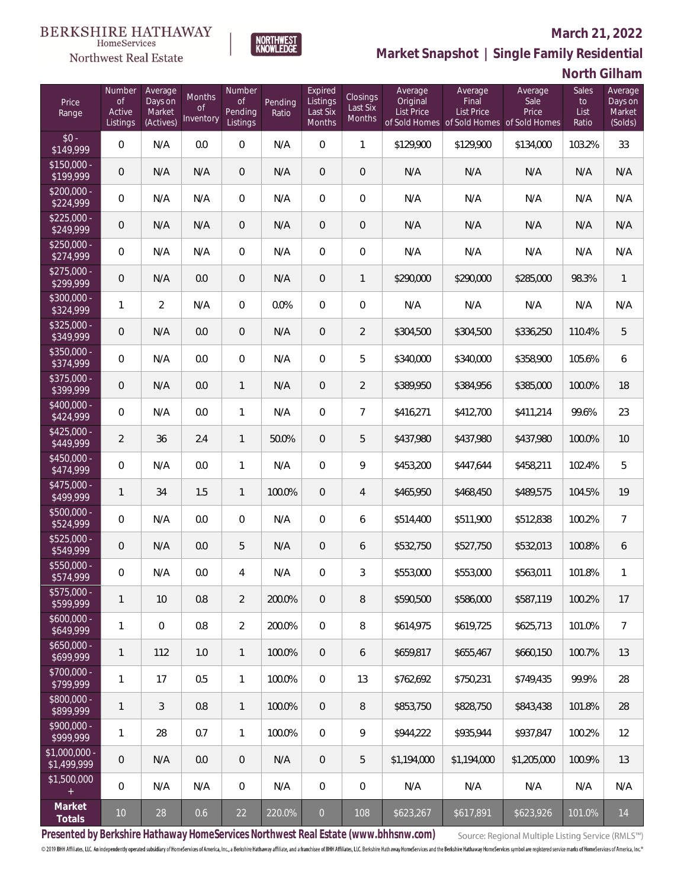BERKSHIRE HATHAWAY HomeServices

Northwest Real Estate

NORTHWEST KNOWLEDGE

**March 21, 2022**

**Market Snapshot | Single Family Residential**

**North Gilham**

| Price Range | Number of Active Listings | Average Days on Market (Actives) | Months of Inventory | Number of Pending Listings | Pending Ratio | Expired Listings Last Six Months | Closings Last Six Months | Average Original List Price of Sold Homes | Average Final List Price of Sold Homes | Average Sale Price of Sold Homes | Sales to List Ratio | Average Days on Market (Solds) |
|---|---|---|---|---|---|---|---|---|---|---|---|---|
| $0 - $149,999 | 0 | N/A | 0.0 | 0 | N/A | 0 | 1 | $129,900 | $129,900 | $134,000 | 103.2% | 33 |
| $150,000 - $199,999 | 0 | N/A | N/A | 0 | N/A | 0 | 0 | N/A | N/A | N/A | N/A | N/A |
| $200,000 - $224,999 | 0 | N/A | N/A | 0 | N/A | 0 | 0 | N/A | N/A | N/A | N/A | N/A |
| $225,000 - $249,999 | 0 | N/A | N/A | 0 | N/A | 0 | 0 | N/A | N/A | N/A | N/A | N/A |
| $250,000 - $274,999 | 0 | N/A | N/A | 0 | N/A | 0 | 0 | N/A | N/A | N/A | N/A | N/A |
| $275,000 - $299,999 | 0 | N/A | 0.0 | 0 | N/A | 0 | 1 | $290,000 | $290,000 | $285,000 | 98.3% | 1 |
| $300,000 - $324,999 | 1 | 2 | N/A | 0 | 0.0% | 0 | 0 | N/A | N/A | N/A | N/A | N/A |
| $325,000 - $349,999 | 0 | N/A | 0.0 | 0 | N/A | 0 | 2 | $304,500 | $304,500 | $336,250 | 110.4% | 5 |
| $350,000 - $374,999 | 0 | N/A | 0.0 | 0 | N/A | 0 | 5 | $340,000 | $340,000 | $358,900 | 105.6% | 6 |
| $375,000 - $399,999 | 0 | N/A | 0.0 | 1 | N/A | 0 | 2 | $389,950 | $384,956 | $385,000 | 100.0% | 18 |
| $400,000 - $424,999 | 0 | N/A | 0.0 | 1 | N/A | 0 | 7 | $416,271 | $412,700 | $411,214 | 99.6% | 23 |
| $425,000 - $449,999 | 2 | 36 | 2.4 | 1 | 50.0% | 0 | 5 | $437,980 | $437,980 | $437,980 | 100.0% | 10 |
| $450,000 - $474,999 | 0 | N/A | 0.0 | 1 | N/A | 0 | 9 | $453,200 | $447,644 | $458,211 | 102.4% | 5 |
| $475,000 - $499,999 | 1 | 34 | 1.5 | 1 | 100.0% | 0 | 4 | $465,950 | $468,450 | $489,575 | 104.5% | 19 |
| $500,000 - $524,999 | 0 | N/A | 0.0 | 0 | N/A | 0 | 6 | $514,400 | $511,900 | $512,838 | 100.2% | 7 |
| $525,000 - $549,999 | 0 | N/A | 0.0 | 5 | N/A | 0 | 6 | $532,750 | $527,750 | $532,013 | 100.8% | 6 |
| $550,000 - $574,999 | 0 | N/A | 0.0 | 4 | N/A | 0 | 3 | $553,000 | $553,000 | $563,011 | 101.8% | 1 |
| $575,000 - $599,999 | 1 | 10 | 0.8 | 2 | 200.0% | 0 | 8 | $590,500 | $586,000 | $587,119 | 100.2% | 17 |
| $600,000 - $649,999 | 1 | 0 | 0.8 | 2 | 200.0% | 0 | 8 | $614,975 | $619,725 | $625,713 | 101.0% | 7 |
| $650,000 - $699,999 | 1 | 112 | 1.0 | 1 | 100.0% | 0 | 6 | $659,817 | $655,467 | $660,150 | 100.7% | 13 |
| $700,000 - $799,999 | 1 | 17 | 0.5 | 1 | 100.0% | 0 | 13 | $762,692 | $750,231 | $749,435 | 99.9% | 28 |
| $800,000 - $899,999 | 1 | 3 | 0.8 | 1 | 100.0% | 0 | 8 | $853,750 | $828,750 | $843,438 | 101.8% | 28 |
| $900,000 - $999,999 | 1 | 28 | 0.7 | 1 | 100.0% | 0 | 9 | $944,222 | $935,944 | $937,847 | 100.2% | 12 |
| $1,000,000 - $1,499,999 | 0 | N/A | 0.0 | 0 | N/A | 0 | 5 | $1,194,000 | $1,194,000 | $1,205,000 | 100.9% | 13 |
| $1,500,000 + | 0 | N/A | N/A | 0 | N/A | 0 | 0 | N/A | N/A | N/A | N/A | N/A |
| **Market Totals** | 10 | 28 | 0.6 | 22 | 220.0% | 0 | 108 | $623,267 | $617,891 | $623,926 | 101.0% | 14 |

**Presented by Berkshire Hathaway HomeServices Northwest Real Estate (www.bhhsnw.com)**

Source: Regional Multiple Listing Service (RMLS™)

© 2019 BHH Affiliates, LLC. An independently operated subsidiary of HomeServices of America, Inc., a Berkshire Hathaway affiliate, and a franchisee of BHH Affiliates, LLC. Berkshire Hathaway HomeServices and the Berkshire Hathaway HomeServices symbol are registered service marks of HomeServices of America, Inc.®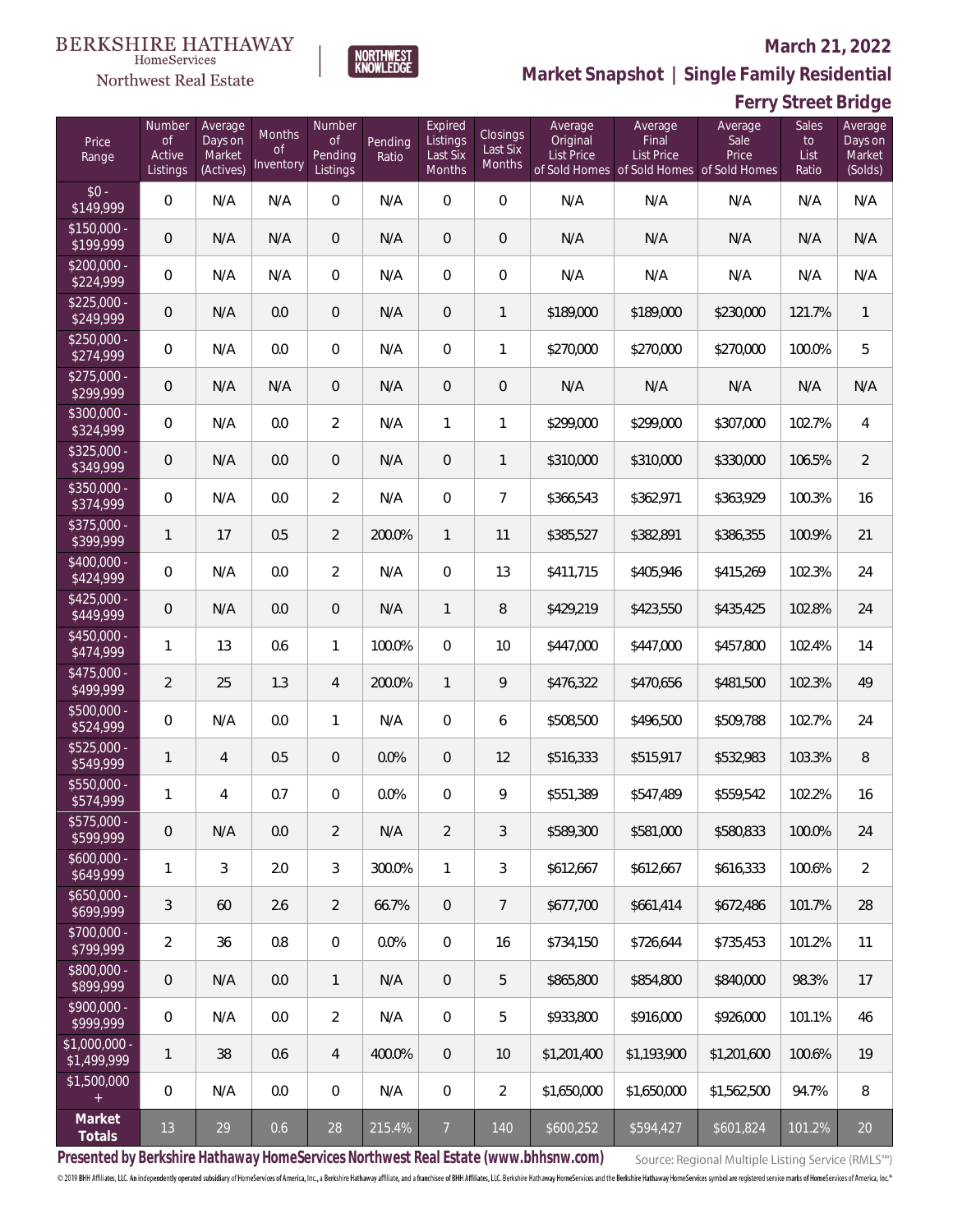BERKSHIRE HATHAWAY HomeServices Northwest Real Estate

NORTHWEST KNOWLEDGE

**March 21, 2022**

**Market Snapshot | Single Family Residential**

**Ferry Street Bridge**

| Price Range | Number of Active Listings | Average Days on Market (Actives) | Months of Inventory | Number of Pending Listings | Pending Ratio | Expired Listings Last Six Months | Closings Last Six Months | Average Original List Price of Sold Homes | Average Final List Price of Sold Homes | Average Sale Price of Sold Homes | Sales to List Ratio | Average Days on Market (Solds) |
|---|---|---|---|---|---|---|---|---|---|---|---|---|
| $0 - $149,999 | 0 | N/A | N/A | 0 | N/A | 0 | 0 | N/A | N/A | N/A | N/A | N/A |
| $150,000 - $199,999 | 0 | N/A | N/A | 0 | N/A | 0 | 0 | N/A | N/A | N/A | N/A | N/A |
| $200,000 - $224,999 | 0 | N/A | N/A | 0 | N/A | 0 | 0 | N/A | N/A | N/A | N/A | N/A |
| $225,000 - $249,999 | 0 | N/A | 0.0 | 0 | N/A | 0 | 1 | $189,000 | $189,000 | $230,000 | 121.7% | 1 |
| $250,000 - $274,999 | 0 | N/A | 0.0 | 0 | N/A | 0 | 1 | $270,000 | $270,000 | $270,000 | 100.0% | 5 |
| $275,000 - $299,999 | 0 | N/A | N/A | 0 | N/A | 0 | 0 | N/A | N/A | N/A | N/A | N/A |
| $300,000 - $324,999 | 0 | N/A | 0.0 | 2 | N/A | 1 | 1 | $299,000 | $299,000 | $307,000 | 102.7% | 4 |
| $325,000 - $349,999 | 0 | N/A | 0.0 | 0 | N/A | 0 | 1 | $310,000 | $310,000 | $330,000 | 106.5% | 2 |
| $350,000 - $374,999 | 0 | N/A | 0.0 | 2 | N/A | 0 | 7 | $366,543 | $362,971 | $363,929 | 100.3% | 16 |
| $375,000 - $399,999 | 1 | 17 | 0.5 | 2 | 200.0% | 1 | 11 | $385,527 | $382,891 | $386,355 | 100.9% | 21 |
| $400,000 - $424,999 | 0 | N/A | 0.0 | 2 | N/A | 0 | 13 | $411,715 | $405,946 | $415,269 | 102.3% | 24 |
| $425,000 - $449,999 | 0 | N/A | 0.0 | 0 | N/A | 1 | 8 | $429,219 | $423,550 | $435,425 | 102.8% | 24 |
| $450,000 - $474,999 | 1 | 13 | 0.6 | 1 | 100.0% | 0 | 10 | $447,000 | $447,000 | $457,800 | 102.4% | 14 |
| $475,000 - $499,999 | 2 | 25 | 1.3 | 4 | 200.0% | 1 | 9 | $476,322 | $470,656 | $481,500 | 102.3% | 49 |
| $500,000 - $524,999 | 0 | N/A | 0.0 | 1 | N/A | 0 | 6 | $508,500 | $496,500 | $509,788 | 102.7% | 24 |
| $525,000 - $549,999 | 1 | 4 | 0.5 | 0 | 0.0% | 0 | 12 | $516,333 | $515,917 | $532,983 | 103.3% | 8 |
| $550,000 - $574,999 | 1 | 4 | 0.7 | 0 | 0.0% | 0 | 9 | $551,389 | $547,489 | $559,542 | 102.2% | 16 |
| $575,000 - $599,999 | 0 | N/A | 0.0 | 2 | N/A | 2 | 3 | $589,300 | $581,000 | $580,833 | 100.0% | 24 |
| $600,000 - $649,999 | 1 | 3 | 2.0 | 3 | 300.0% | 1 | 3 | $612,667 | $612,667 | $616,333 | 100.6% | 2 |
| $650,000 - $699,999 | 3 | 60 | 2.6 | 2 | 66.7% | 0 | 7 | $677,700 | $661,414 | $672,486 | 101.7% | 28 |
| $700,000 - $799,999 | 2 | 36 | 0.8 | 0 | 0.0% | 0 | 16 | $734,150 | $726,644 | $735,453 | 101.2% | 11 |
| $800,000 - $899,999 | 0 | N/A | 0.0 | 1 | N/A | 0 | 5 | $865,800 | $854,800 | $840,000 | 98.3% | 17 |
| $900,000 - $999,999 | 0 | N/A | 0.0 | 2 | N/A | 0 | 5 | $933,800 | $916,000 | $926,000 | 101.1% | 46 |
| $1,000,000 - $1,499,999 | 1 | 38 | 0.6 | 4 | 400.0% | 0 | 10 | $1,201,400 | $1,193,900 | $1,201,600 | 100.6% | 19 |
| $1,500,000 + | 0 | N/A | 0.0 | 0 | N/A | 0 | 2 | $1,650,000 | $1,650,000 | $1,562,500 | 94.7% | 8 |
| **Market Totals** | 13 | 29 | 0.6 | 28 | 215.4% | 7 | 140 | $600,252 | $594,427 | $601,824 | 101.2% | 20 |

**Presented by Berkshire Hathaway HomeServices Northwest Real Estate (www.bhhsnw.com)**

Source: Regional Multiple Listing Service (RMLS™)

© 2019 BHH Affiliates, LLC. An independently operated subsidiary of HomeServices of America, Inc., a Berkshire Hathaway affiliate, and a franchisee of BHH Affiliates, LLC. Berkshire Hathaway HomeServices and the Berkshire Hathaway HomeServices symbol are registered service marks of HomeServices of America, Inc.®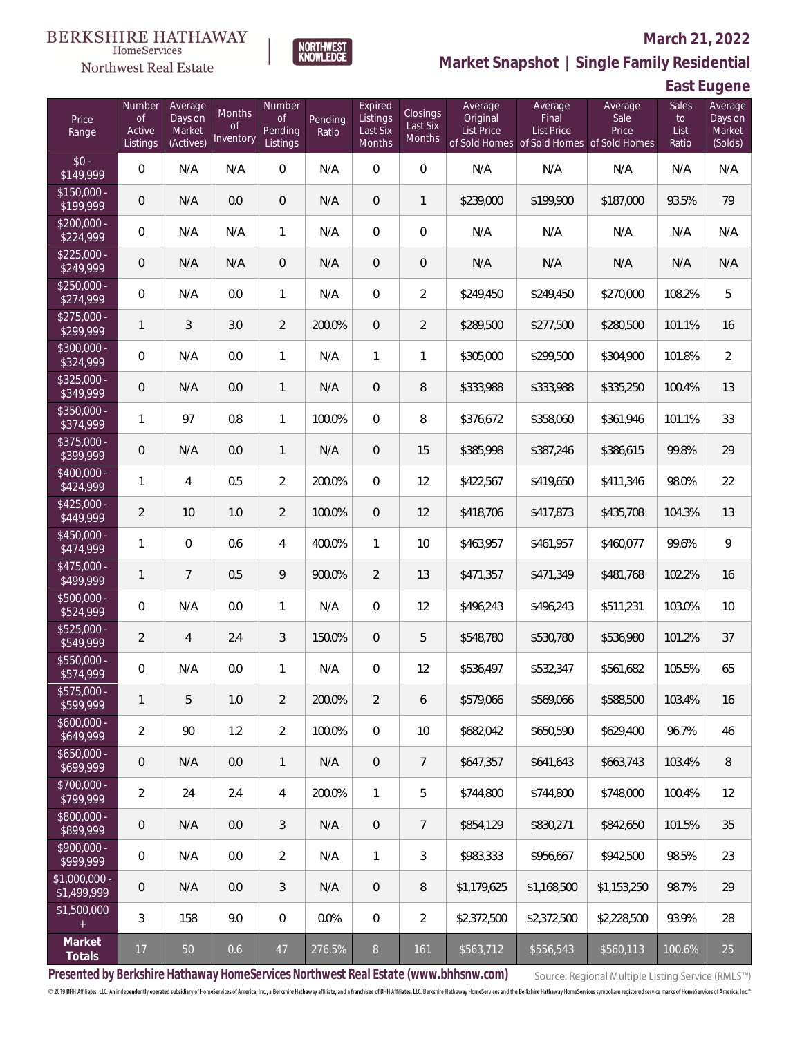BERKSHIRE HATHAWAY HomeServices Northwest Real Estate

NORTHWEST KNOWLEDGE

**March 21, 2022**

**Market Snapshot | Single Family Residential**

**East Eugene**

| Price Range | Number of Active Listings | Average Days on Market (Actives) | Months of Inventory | Number of Pending Listings | Pending Ratio | Expired Listings Last Six Months | Closings Last Six Months | Average Original List Price of Sold Homes | Average Final List Price of Sold Homes | Average Sale Price of Sold Homes | Sales to List Ratio | Average Days on Market (Solds) |
|---|---|---|---|---|---|---|---|---|---|---|---|---|
| $0 - $149,999 | 0 | N/A | N/A | 0 | N/A | 0 | 0 | N/A | N/A | N/A | N/A | N/A |
| $150,000 - $199,999 | 0 | N/A | 0.0 | 0 | N/A | 0 | 1 | $239,000 | $199,900 | $187,000 | 93.5% | 79 |
| $200,000 - $224,999 | 0 | N/A | N/A | 1 | N/A | 0 | 0 | N/A | N/A | N/A | N/A | N/A |
| $225,000 - $249,999 | 0 | N/A | N/A | 0 | N/A | 0 | 0 | N/A | N/A | N/A | N/A | N/A |
| $250,000 - $274,999 | 0 | N/A | 0.0 | 1 | N/A | 0 | 2 | $249,450 | $249,450 | $270,000 | 108.2% | 5 |
| $275,000 - $299,999 | 1 | 3 | 3.0 | 2 | 200.0% | 0 | 2 | $289,500 | $277,500 | $280,500 | 101.1% | 16 |
| $300,000 - $324,999 | 0 | N/A | 0.0 | 1 | N/A | 1 | 1 | $305,000 | $299,500 | $304,900 | 101.8% | 2 |
| $325,000 - $349,999 | 0 | N/A | 0.0 | 1 | N/A | 0 | 8 | $333,988 | $333,988 | $335,250 | 100.4% | 13 |
| $350,000 - $374,999 | 1 | 97 | 0.8 | 1 | 100.0% | 0 | 8 | $376,672 | $358,060 | $361,946 | 101.1% | 33 |
| $375,000 - $399,999 | 0 | N/A | 0.0 | 1 | N/A | 0 | 15 | $385,998 | $387,246 | $386,615 | 99.8% | 29 |
| $400,000 - $424,999 | 1 | 4 | 0.5 | 2 | 200.0% | 0 | 12 | $422,567 | $419,650 | $411,346 | 98.0% | 22 |
| $425,000 - $449,999 | 2 | 10 | 1.0 | 2 | 100.0% | 0 | 12 | $418,706 | $417,873 | $435,708 | 104.3% | 13 |
| $450,000 - $474,999 | 1 | 0 | 0.6 | 4 | 400.0% | 1 | 10 | $463,957 | $461,957 | $460,077 | 99.6% | 9 |
| $475,000 - $499,999 | 1 | 7 | 0.5 | 9 | 900.0% | 2 | 13 | $471,357 | $471,349 | $481,768 | 102.2% | 16 |
| $500,000 - $524,999 | 0 | N/A | 0.0 | 1 | N/A | 0 | 12 | $496,243 | $496,243 | $511,231 | 103.0% | 10 |
| $525,000 - $549,999 | 2 | 4 | 2.4 | 3 | 150.0% | 0 | 5 | $548,780 | $530,780 | $536,980 | 101.2% | 37 |
| $550,000 - $574,999 | 0 | N/A | 0.0 | 1 | N/A | 0 | 12 | $536,497 | $532,347 | $561,682 | 105.5% | 65 |
| $575,000 - $599,999 | 1 | 5 | 1.0 | 2 | 200.0% | 2 | 6 | $579,066 | $569,066 | $588,500 | 103.4% | 16 |
| $600,000 - $649,999 | 2 | 90 | 1.2 | 2 | 100.0% | 0 | 10 | $682,042 | $650,590 | $629,400 | 96.7% | 46 |
| $650,000 - $699,999 | 0 | N/A | 0.0 | 1 | N/A | 0 | 7 | $647,357 | $641,643 | $663,743 | 103.4% | 8 |
| $700,000 - $799,999 | 2 | 24 | 2.4 | 4 | 200.0% | 1 | 5 | $744,800 | $744,800 | $748,000 | 100.4% | 12 |
| $800,000 - $899,999 | 0 | N/A | 0.0 | 3 | N/A | 0 | 7 | $854,129 | $830,271 | $842,650 | 101.5% | 35 |
| $900,000 - $999,999 | 0 | N/A | 0.0 | 2 | N/A | 1 | 3 | $983,333 | $956,667 | $942,500 | 98.5% | 23 |
| $1,000,000 - $1,499,999 | 0 | N/A | 0.0 | 3 | N/A | 0 | 8 | $1,179,625 | $1,168,500 | $1,153,250 | 98.7% | 29 |
| $1,500,000 + | 3 | 158 | 9.0 | 0 | 0.0% | 0 | 2 | $2,372,500 | $2,372,500 | $2,228,500 | 93.9% | 28 |
| **Market Totals** | 17 | 50 | 0.6 | 47 | 276.5% | 8 | 161 | $563,712 | $556,543 | $560,113 | 100.6% | 25 |

**Presented by Berkshire Hathaway HomeServices Northwest Real Estate (www.bhhsnw.com)**

Source: Regional Multiple Listing Service (RMLS™)

© 2019 BHH Affiliates, LLC. An independently operated subsidiary of HomeServices of America, Inc., a Berkshire Hathaway affiliate, and a franchisee of BHH Affiliates, LLC. Berkshire Hathaway HomeServices and the Berkshire Hathaway HomeServices symbol are registered service marks of HomeServices of America, Inc.®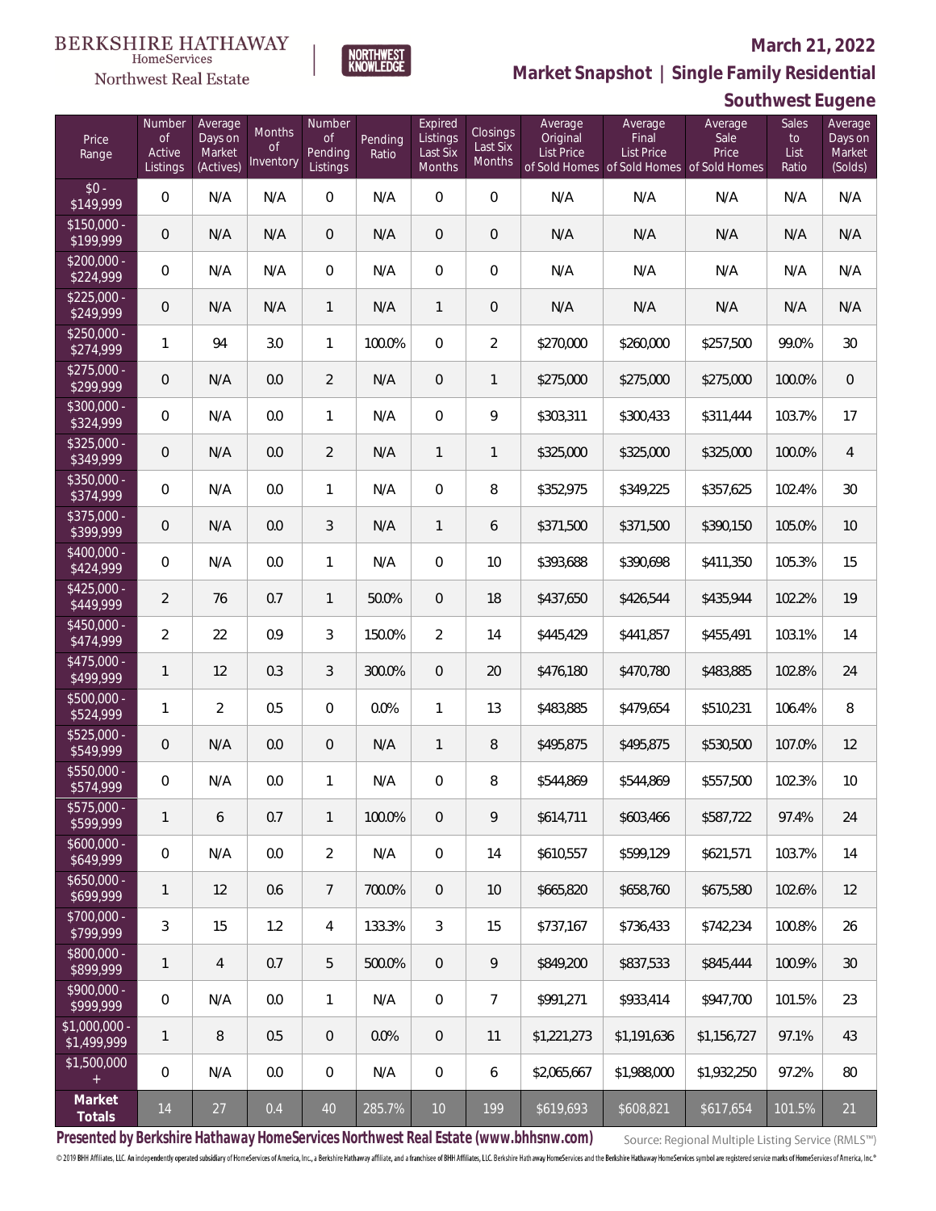BERKSHIRE HATHAWAY HomeServices Northwest Real Estate

NORTHWEST KNOWLEDGE

**March 21, 2022**

## Market Snapshot | Single Family Residential

## Southwest Eugene

| Price Range | Number of Active Listings | Average Days on Market (Actives) | Months of Inventory | Number of Pending Listings | Pending Ratio | Expired Listings Last Six Months | Closings Last Six Months | Average Original List Price of Sold Homes | Average Final List Price of Sold Homes | Average Sale Price of Sold Homes | Sales to List Ratio | Average Days on Market (Solds) |
|---|---|---|---|---|---|---|---|---|---|---|---|---|
| $0 - $149,999 | 0 | N/A | N/A | 0 | N/A | 0 | 0 | N/A | N/A | N/A | N/A | N/A |
| $150,000 - $199,999 | 0 | N/A | N/A | 0 | N/A | 0 | 0 | N/A | N/A | N/A | N/A | N/A |
| $200,000 - $224,999 | 0 | N/A | N/A | 0 | N/A | 0 | 0 | N/A | N/A | N/A | N/A | N/A |
| $225,000 - $249,999 | 0 | N/A | N/A | 1 | N/A | 1 | 0 | N/A | N/A | N/A | N/A | N/A |
| $250,000 - $274,999 | 1 | 94 | 3.0 | 1 | 100.0% | 0 | 2 | $270,000 | $260,000 | $257,500 | 99.0% | 30 |
| $275,000 - $299,999 | 0 | N/A | 0.0 | 2 | N/A | 0 | 1 | $275,000 | $275,000 | $275,000 | 100.0% | 0 |
| $300,000 - $324,999 | 0 | N/A | 0.0 | 1 | N/A | 0 | 9 | $303,311 | $300,433 | $311,444 | 103.7% | 17 |
| $325,000 - $349,999 | 0 | N/A | 0.0 | 2 | N/A | 1 | 1 | $325,000 | $325,000 | $325,000 | 100.0% | 4 |
| $350,000 - $374,999 | 0 | N/A | 0.0 | 1 | N/A | 0 | 8 | $352,975 | $349,225 | $357,625 | 102.4% | 30 |
| $375,000 - $399,999 | 0 | N/A | 0.0 | 3 | N/A | 1 | 6 | $371,500 | $371,500 | $390,150 | 105.0% | 10 |
| $400,000 - $424,999 | 0 | N/A | 0.0 | 1 | N/A | 0 | 10 | $393,688 | $390,698 | $411,350 | 105.3% | 15 |
| $425,000 - $449,999 | 2 | 76 | 0.7 | 1 | 50.0% | 0 | 18 | $437,650 | $426,544 | $435,944 | 102.2% | 19 |
| $450,000 - $474,999 | 2 | 22 | 0.9 | 3 | 150.0% | 2 | 14 | $445,429 | $441,857 | $455,491 | 103.1% | 14 |
| $475,000 - $499,999 | 1 | 12 | 0.3 | 3 | 300.0% | 0 | 20 | $476,180 | $470,780 | $483,885 | 102.8% | 24 |
| $500,000 - $524,999 | 1 | 2 | 0.5 | 0 | 0.0% | 1 | 13 | $483,885 | $479,654 | $510,231 | 106.4% | 8 |
| $525,000 - $549,999 | 0 | N/A | 0.0 | 0 | N/A | 1 | 8 | $495,875 | $495,875 | $530,500 | 107.0% | 12 |
| $550,000 - $574,999 | 0 | N/A | 0.0 | 1 | N/A | 0 | 8 | $544,869 | $544,869 | $557,500 | 102.3% | 10 |
| $575,000 - $599,999 | 1 | 6 | 0.7 | 1 | 100.0% | 0 | 9 | $614,711 | $603,466 | $587,722 | 97.4% | 24 |
| $600,000 - $649,999 | 0 | N/A | 0.0 | 2 | N/A | 0 | 14 | $610,557 | $599,129 | $621,571 | 103.7% | 14 |
| $650,000 - $699,999 | 1 | 12 | 0.6 | 7 | 700.0% | 0 | 10 | $665,820 | $658,760 | $675,580 | 102.6% | 12 |
| $700,000 - $799,999 | 3 | 15 | 1.2 | 4 | 133.3% | 3 | 15 | $737,167 | $736,433 | $742,234 | 100.8% | 26 |
| $800,000 - $899,999 | 1 | 4 | 0.7 | 5 | 500.0% | 0 | 9 | $849,200 | $837,533 | $845,444 | 100.9% | 30 |
| $900,000 - $999,999 | 0 | N/A | 0.0 | 1 | N/A | 0 | 7 | $991,271 | $933,414 | $947,700 | 101.5% | 23 |
| $1,000,000 - $1,499,999 | 1 | 8 | 0.5 | 0 | 0.0% | 0 | 11 | $1,221,273 | $1,191,636 | $1,156,727 | 97.1% | 43 |
| $1,500,000 + | 0 | N/A | 0.0 | 0 | N/A | 0 | 6 | $2,065,667 | $1,988,000 | $1,932,250 | 97.2% | 80 |
| **Market Totals** | 14 | 27 | 0.4 | 40 | 285.7% | 10 | 199 | $619,693 | $608,821 | $617,654 | 101.5% | 21 |

**Presented by Berkshire Hathaway HomeServices Northwest Real Estate (www.bhhsnw.com)**

Source: Regional Multiple Listing Service (RMLS™)

© 2019 BHH Affiliates, LLC. An independently operated subsidiary of HomeServices of America, Inc., a Berkshire Hathaway affiliate, and a franchisee of BHH Affiliates, LLC. Berkshire Hathaway HomeServices and the Berkshire Hathaway HomeServices symbol are registered service marks of HomeServices of America, Inc.®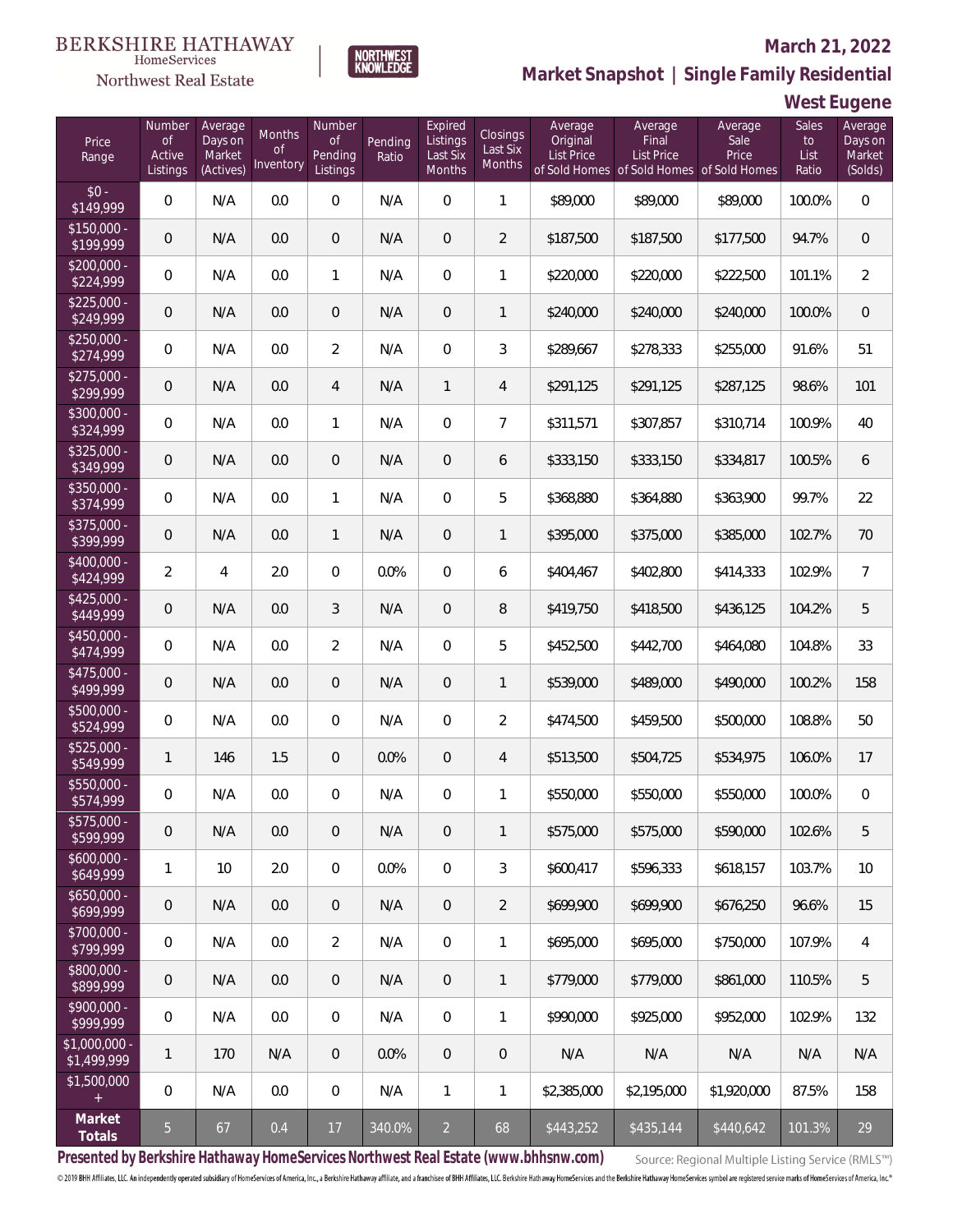BERKSHIRE HATHAWAY HomeServices Northwest Real Estate

NORTHWEST KNOWLEDGE

## March 21, 2022

## Market Snapshot | Single Family Residential

## West Eugene

| Price Range | Number of Active Listings | Average Days on Market (Actives) | Months of Inventory | Number of Pending Listings | Pending Ratio | Expired Listings Last Six Months | Closings Last Six Months | Average Original List Price of Sold Homes | Average Final List Price of Sold Homes | Average Sale Price of Sold Homes | Sales to List Ratio | Average Days on Market (Solds) |
|---|---|---|---|---|---|---|---|---|---|---|---|---|
| $0 - $149,999 | 0 | N/A | 0.0 | 0 | N/A | 0 | 1 | $89,000 | $89,000 | $89,000 | 100.0% | 0 |
| $150,000 - $199,999 | 0 | N/A | 0.0 | 0 | N/A | 0 | 2 | $187,500 | $187,500 | $177,500 | 94.7% | 0 |
| $200,000 - $224,999 | 0 | N/A | 0.0 | 1 | N/A | 0 | 1 | $220,000 | $220,000 | $222,500 | 101.1% | 2 |
| $225,000 - $249,999 | 0 | N/A | 0.0 | 0 | N/A | 0 | 1 | $240,000 | $240,000 | $240,000 | 100.0% | 0 |
| $250,000 - $274,999 | 0 | N/A | 0.0 | 2 | N/A | 0 | 3 | $289,667 | $278,333 | $255,000 | 91.6% | 51 |
| $275,000 - $299,999 | 0 | N/A | 0.0 | 4 | N/A | 1 | 4 | $291,125 | $291,125 | $287,125 | 98.6% | 101 |
| $300,000 - $324,999 | 0 | N/A | 0.0 | 1 | N/A | 0 | 7 | $311,571 | $307,857 | $310,714 | 100.9% | 40 |
| $325,000 - $349,999 | 0 | N/A | 0.0 | 0 | N/A | 0 | 6 | $333,150 | $333,150 | $334,817 | 100.5% | 6 |
| $350,000 - $374,999 | 0 | N/A | 0.0 | 1 | N/A | 0 | 5 | $368,880 | $364,880 | $363,900 | 99.7% | 22 |
| $375,000 - $399,999 | 0 | N/A | 0.0 | 1 | N/A | 0 | 1 | $395,000 | $375,000 | $385,000 | 102.7% | 70 |
| $400,000 - $424,999 | 2 | 4 | 2.0 | 0 | 0.0% | 0 | 6 | $404,467 | $402,800 | $414,333 | 102.9% | 7 |
| $425,000 - $449,999 | 0 | N/A | 0.0 | 3 | N/A | 0 | 8 | $419,750 | $418,500 | $436,125 | 104.2% | 5 |
| $450,000 - $474,999 | 0 | N/A | 0.0 | 2 | N/A | 0 | 5 | $452,500 | $442,700 | $464,080 | 104.8% | 33 |
| $475,000 - $499,999 | 0 | N/A | 0.0 | 0 | N/A | 0 | 1 | $539,000 | $489,000 | $490,000 | 100.2% | 158 |
| $500,000 - $524,999 | 0 | N/A | 0.0 | 0 | N/A | 0 | 2 | $474,500 | $459,500 | $500,000 | 108.8% | 50 |
| $525,000 - $549,999 | 1 | 146 | 1.5 | 0 | 0.0% | 0 | 4 | $513,500 | $504,725 | $534,975 | 106.0% | 17 |
| $550,000 - $574,999 | 0 | N/A | 0.0 | 0 | N/A | 0 | 1 | $550,000 | $550,000 | $550,000 | 100.0% | 0 |
| $575,000 - $599,999 | 0 | N/A | 0.0 | 0 | N/A | 0 | 1 | $575,000 | $575,000 | $590,000 | 102.6% | 5 |
| $600,000 - $649,999 | 1 | 10 | 2.0 | 0 | 0.0% | 0 | 3 | $600,417 | $596,333 | $618,157 | 103.7% | 10 |
| $650,000 - $699,999 | 0 | N/A | 0.0 | 0 | N/A | 0 | 2 | $699,900 | $699,900 | $676,250 | 96.6% | 15 |
| $700,000 - $799,999 | 0 | N/A | 0.0 | 2 | N/A | 0 | 1 | $695,000 | $695,000 | $750,000 | 107.9% | 4 |
| $800,000 - $899,999 | 0 | N/A | 0.0 | 0 | N/A | 0 | 1 | $779,000 | $779,000 | $861,000 | 110.5% | 5 |
| $900,000 - $999,999 | 0 | N/A | 0.0 | 0 | N/A | 0 | 1 | $990,000 | $925,000 | $952,000 | 102.9% | 132 |
| $1,000,000 - $1,499,999 | 1 | 170 | N/A | 0 | 0.0% | 0 | 0 | N/A | N/A | N/A | N/A | N/A |
| $1,500,000 + | 0 | N/A | 0.0 | 0 | N/A | 1 | 1 | $2,385,000 | $2,195,000 | $1,920,000 | 87.5% | 158 |
| **Market Totals** | 5 | 67 | 0.4 | 17 | 340.0% | 2 | 68 | $443,252 | $435,144 | $440,642 | 101.3% | 29 |

**Presented by Berkshire Hathaway HomeServices Northwest Real Estate (www.bhhsnw.com)**

Source: Regional Multiple Listing Service (RMLS™)

© 2019 BHH Affiliates, LLC. An independently operated subsidiary of HomeServices of America, Inc., a Berkshire Hathaway affiliate, and a franchisee of BHH Affiliates, LLC. Berkshire Hathaway HomeServices and the Berkshire Hathaway HomeServices symbol are registered service marks of HomeServices of America, Inc.®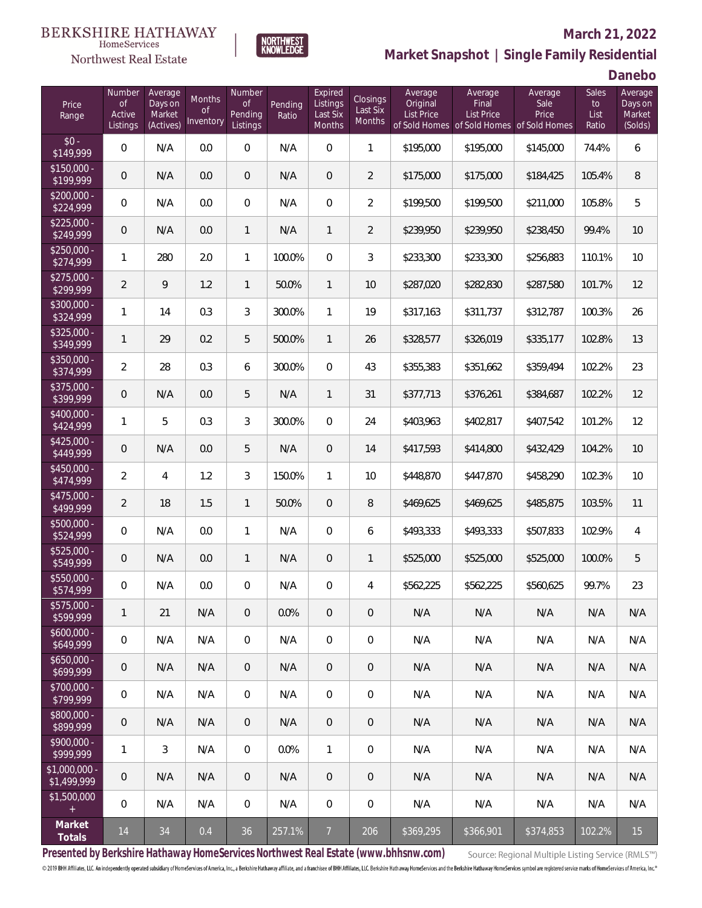BERKSHIRE HATHAWAY HomeServices Northwest Real Estate

NORTHWEST KNOWLEDGE

## March 21, 2022

## Market Snapshot | Single Family Residential

## Danebo

| Price Range | Number of Active Listings | Average Days on Market (Actives) | Months of Inventory | Number of Pending Listings | Pending Ratio | Expired Listings Last Six Months | Closings Last Six Months | Average Original List Price of Sold Homes | Average Final List Price of Sold Homes | Average Sale Price of Sold Homes | Sales to List Ratio | Average Days on Market (Solds) |
|---|---|---|---|---|---|---|---|---|---|---|---|---|
| $0 - $149,999 | 0 | N/A | 0.0 | 0 | N/A | 0 | 1 | $195,000 | $195,000 | $145,000 | 74.4% | 6 |
| $150,000 - $199,999 | 0 | N/A | 0.0 | 0 | N/A | 0 | 2 | $175,000 | $175,000 | $184,425 | 105.4% | 8 |
| $200,000 - $224,999 | 0 | N/A | 0.0 | 0 | N/A | 0 | 2 | $199,500 | $199,500 | $211,000 | 105.8% | 5 |
| $225,000 - $249,999 | 0 | N/A | 0.0 | 1 | N/A | 1 | 2 | $239,950 | $239,950 | $238,450 | 99.4% | 10 |
| $250,000 - $274,999 | 1 | 280 | 2.0 | 1 | 100.0% | 0 | 3 | $233,300 | $233,300 | $256,883 | 110.1% | 10 |
| $275,000 - $299,999 | 2 | 9 | 1.2 | 1 | 50.0% | 1 | 10 | $287,020 | $282,830 | $287,580 | 101.7% | 12 |
| $300,000 - $324,999 | 1 | 14 | 0.3 | 3 | 300.0% | 1 | 19 | $317,163 | $311,737 | $312,787 | 100.3% | 26 |
| $325,000 - $349,999 | 1 | 29 | 0.2 | 5 | 500.0% | 1 | 26 | $328,577 | $326,019 | $335,177 | 102.8% | 13 |
| $350,000 - $374,999 | 2 | 28 | 0.3 | 6 | 300.0% | 0 | 43 | $355,383 | $351,662 | $359,494 | 102.2% | 23 |
| $375,000 - $399,999 | 0 | N/A | 0.0 | 5 | N/A | 1 | 31 | $377,713 | $376,261 | $384,687 | 102.2% | 12 |
| $400,000 - $424,999 | 1 | 5 | 0.3 | 3 | 300.0% | 0 | 24 | $403,963 | $402,817 | $407,542 | 101.2% | 12 |
| $425,000 - $449,999 | 0 | N/A | 0.0 | 5 | N/A | 0 | 14 | $417,593 | $414,800 | $432,429 | 104.2% | 10 |
| $450,000 - $474,999 | 2 | 4 | 1.2 | 3 | 150.0% | 1 | 10 | $448,870 | $447,870 | $458,290 | 102.3% | 10 |
| $475,000 - $499,999 | 2 | 18 | 1.5 | 1 | 50.0% | 0 | 8 | $469,625 | $469,625 | $485,875 | 103.5% | 11 |
| $500,000 - $524,999 | 0 | N/A | 0.0 | 1 | N/A | 0 | 6 | $493,333 | $493,333 | $507,833 | 102.9% | 4 |
| $525,000 - $549,999 | 0 | N/A | 0.0 | 1 | N/A | 0 | 1 | $525,000 | $525,000 | $525,000 | 100.0% | 5 |
| $550,000 - $574,999 | 0 | N/A | 0.0 | 0 | N/A | 0 | 4 | $562,225 | $562,225 | $560,625 | 99.7% | 23 |
| $575,000 - $599,999 | 1 | 21 | N/A | 0 | 0.0% | 0 | 0 | N/A | N/A | N/A | N/A | N/A |
| $600,000 - $649,999 | 0 | N/A | N/A | 0 | N/A | 0 | 0 | N/A | N/A | N/A | N/A | N/A |
| $650,000 - $699,999 | 0 | N/A | N/A | 0 | N/A | 0 | 0 | N/A | N/A | N/A | N/A | N/A |
| $700,000 - $799,999 | 0 | N/A | N/A | 0 | N/A | 0 | 0 | N/A | N/A | N/A | N/A | N/A |
| $800,000 - $899,999 | 0 | N/A | N/A | 0 | N/A | 0 | 0 | N/A | N/A | N/A | N/A | N/A |
| $900,000 - $999,999 | 1 | 3 | N/A | 0 | 0.0% | 1 | 0 | N/A | N/A | N/A | N/A | N/A |
| $1,000,000 - $1,499,999 | 0 | N/A | N/A | 0 | N/A | 0 | 0 | N/A | N/A | N/A | N/A | N/A |
| $1,500,000 + | 0 | N/A | N/A | 0 | N/A | 0 | 0 | N/A | N/A | N/A | N/A | N/A |
| **Market Totals** | 14 | 34 | 0.4 | 36 | 257.1% | 7 | 206 | $369,295 | $366,901 | $374,853 | 102.2% | 15 |

**Presented by Berkshire Hathaway HomeServices Northwest Real Estate (www.bhhsnw.com)**

Source: Regional Multiple Listing Service (RMLS™)

© 2019 BHH Affiliates, LLC. An independently operated subsidiary of HomeServices of America, Inc., a Berkshire Hathaway affiliate, and a franchisee of BHH Affiliates, LLC. Berkshire Hathaway HomeServices and the Berkshire Hathaway HomeServices symbol are registered service marks of HomeServices of America, Inc.®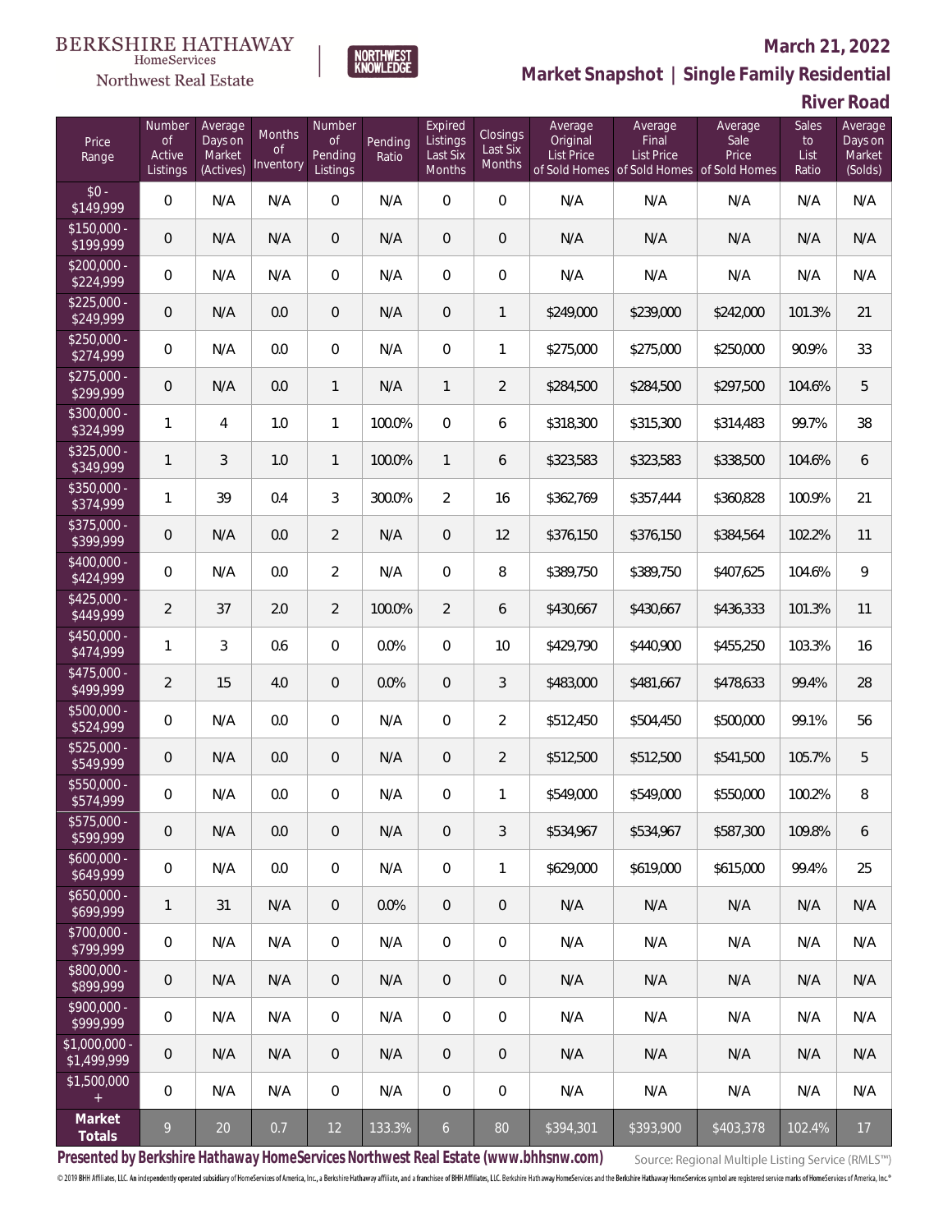BERKSHIRE HATHAWAY HomeServices Northwest Real Estate

NORTHWEST KNOWLEDGE

## March 21, 2022

## Market Snapshot | Single Family Residential

## River Road

| Price Range | Number of Active Listings | Average Days on Market (Actives) | Months of Inventory | Number of Pending Listings | Pending Ratio | Expired Listings Last Six Months | Closings Last Six Months | Average Original List Price of Sold Homes | Average Final List Price of Sold Homes | Average Sale Price of Sold Homes | Sales to List Ratio | Average Days on Market (Solds) |
|---|---|---|---|---|---|---|---|---|---|---|---|---|
| $0 - $149,999 | 0 | N/A | N/A | 0 | N/A | 0 | 0 | N/A | N/A | N/A | N/A | N/A |
| $150,000 - $199,999 | 0 | N/A | N/A | 0 | N/A | 0 | 0 | N/A | N/A | N/A | N/A | N/A |
| $200,000 - $224,999 | 0 | N/A | N/A | 0 | N/A | 0 | 0 | N/A | N/A | N/A | N/A | N/A |
| $225,000 - $249,999 | 0 | N/A | 0.0 | 0 | N/A | 0 | 1 | $249,000 | $239,000 | $242,000 | 101.3% | 21 |
| $250,000 - $274,999 | 0 | N/A | 0.0 | 0 | N/A | 0 | 1 | $275,000 | $275,000 | $250,000 | 90.9% | 33 |
| $275,000 - $299,999 | 0 | N/A | 0.0 | 1 | N/A | 1 | 2 | $284,500 | $284,500 | $297,500 | 104.6% | 5 |
| $300,000 - $324,999 | 1 | 4 | 1.0 | 1 | 100.0% | 0 | 6 | $318,300 | $315,300 | $314,483 | 99.7% | 38 |
| $325,000 - $349,999 | 1 | 3 | 1.0 | 1 | 100.0% | 1 | 6 | $323,583 | $323,583 | $338,500 | 104.6% | 6 |
| $350,000 - $374,999 | 1 | 39 | 0.4 | 3 | 300.0% | 2 | 16 | $362,769 | $357,444 | $360,828 | 100.9% | 21 |
| $375,000 - $399,999 | 0 | N/A | 0.0 | 2 | N/A | 0 | 12 | $376,150 | $376,150 | $384,564 | 102.2% | 11 |
| $400,000 - $424,999 | 0 | N/A | 0.0 | 2 | N/A | 0 | 8 | $389,750 | $389,750 | $407,625 | 104.6% | 9 |
| $425,000 - $449,999 | 2 | 37 | 2.0 | 2 | 100.0% | 2 | 6 | $430,667 | $430,667 | $436,333 | 101.3% | 11 |
| $450,000 - $474,999 | 1 | 3 | 0.6 | 0 | 0.0% | 0 | 10 | $429,790 | $440,900 | $455,250 | 103.3% | 16 |
| $475,000 - $499,999 | 2 | 15 | 4.0 | 0 | 0.0% | 0 | 3 | $483,000 | $481,667 | $478,633 | 99.4% | 28 |
| $500,000 - $524,999 | 0 | N/A | 0.0 | 0 | N/A | 0 | 2 | $512,450 | $504,450 | $500,000 | 99.1% | 56 |
| $525,000 - $549,999 | 0 | N/A | 0.0 | 0 | N/A | 0 | 2 | $512,500 | $512,500 | $541,500 | 105.7% | 5 |
| $550,000 - $574,999 | 0 | N/A | 0.0 | 0 | N/A | 0 | 1 | $549,000 | $549,000 | $550,000 | 100.2% | 8 |
| $575,000 - $599,999 | 0 | N/A | 0.0 | 0 | N/A | 0 | 3 | $534,967 | $534,967 | $587,300 | 109.8% | 6 |
| $600,000 - $649,999 | 0 | N/A | 0.0 | 0 | N/A | 0 | 1 | $629,000 | $619,000 | $615,000 | 99.4% | 25 |
| $650,000 - $699,999 | 1 | 31 | N/A | 0 | 0.0% | 0 | 0 | N/A | N/A | N/A | N/A | N/A |
| $700,000 - $799,999 | 0 | N/A | N/A | 0 | N/A | 0 | 0 | N/A | N/A | N/A | N/A | N/A |
| $800,000 - $899,999 | 0 | N/A | N/A | 0 | N/A | 0 | 0 | N/A | N/A | N/A | N/A | N/A |
| $900,000 - $999,999 | 0 | N/A | N/A | 0 | N/A | 0 | 0 | N/A | N/A | N/A | N/A | N/A |
| $1,000,000 - $1,499,999 | 0 | N/A | N/A | 0 | N/A | 0 | 0 | N/A | N/A | N/A | N/A | N/A |
| $1,500,000 + | 0 | N/A | N/A | 0 | N/A | 0 | 0 | N/A | N/A | N/A | N/A | N/A |
| **Market Totals** | 9 | 20 | 0.7 | 12 | 133.3% | 6 | 80 | $394,301 | $393,900 | $403,378 | 102.4% | 17 |

**Presented by Berkshire Hathaway HomeServices Northwest Real Estate (www.bhhsnw.com)**

Source: Regional Multiple Listing Service (RMLS™)

© 2019 BHH Affiliates, LLC. An independently operated subsidiary of HomeServices of America, Inc., a Berkshire Hathaway affiliate, and a franchisee of BHH Affiliates, LLC. Berkshire Hathaway HomeServices and the Berkshire Hathaway HomeServices symbol are registered service marks of HomeServices of America, Inc.®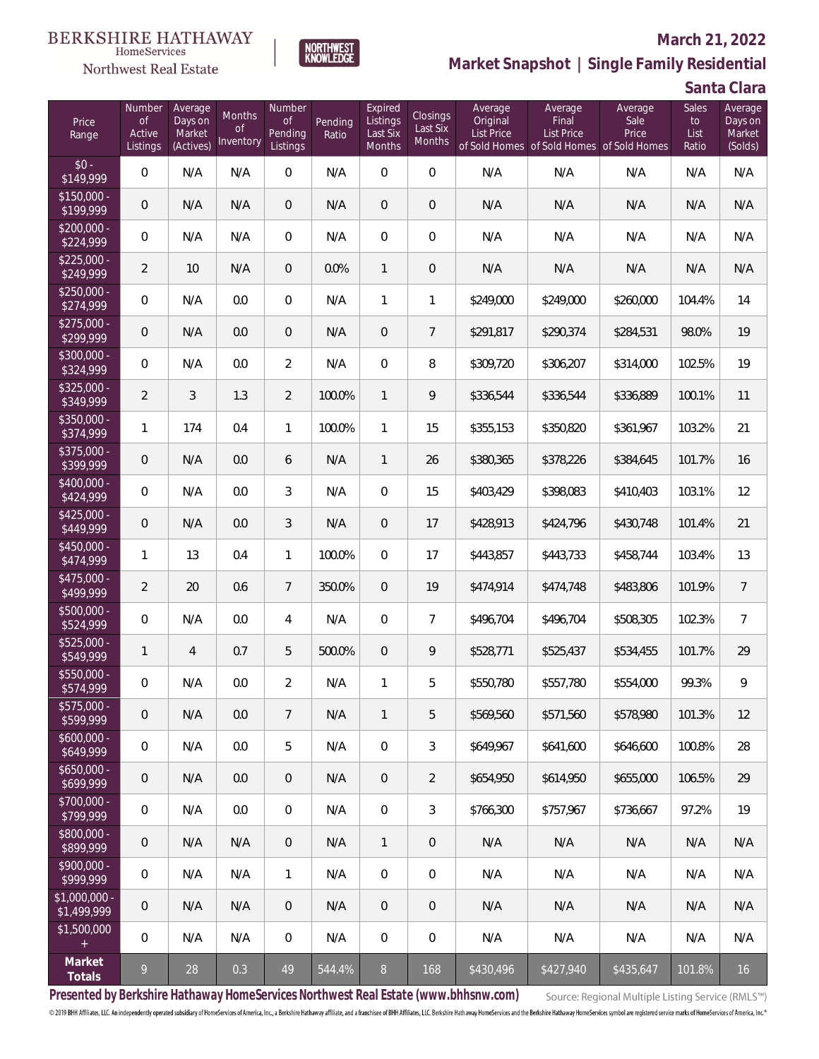BERKSHIRE HATHAWAY HomeServices Northwest Real Estate

NORTHWEST KNOWLEDGE

## March 21, 2022

## Market Snapshot | Single Family Residential

## Santa Clara

| Price Range | Number of Active Listings | Average Days on Market (Actives) | Months of Inventory | Number of Pending Listings | Pending Ratio | Expired Listings Last Six Months | Closings Last Six Months | Average Original List Price of Sold Homes | Average Final List Price of Sold Homes | Average Sale Price of Sold Homes | Sales to List Ratio | Average Days on Market (Solds) |
|---|---|---|---|---|---|---|---|---|---|---|---|---|
| $0 - $149,999 | 0 | N/A | N/A | 0 | N/A | 0 | 0 | N/A | N/A | N/A | N/A | N/A |
| $150,000 - $199,999 | 0 | N/A | N/A | 0 | N/A | 0 | 0 | N/A | N/A | N/A | N/A | N/A |
| $200,000 - $224,999 | 0 | N/A | N/A | 0 | N/A | 0 | 0 | N/A | N/A | N/A | N/A | N/A |
| $225,000 - $249,999 | 2 | 10 | N/A | 0 | 0.0% | 1 | 0 | N/A | N/A | N/A | N/A | N/A |
| $250,000 - $274,999 | 0 | N/A | 0.0 | 0 | N/A | 1 | 1 | $249,000 | $249,000 | $260,000 | 104.4% | 14 |
| $275,000 - $299,999 | 0 | N/A | 0.0 | 0 | N/A | 0 | 7 | $291,817 | $290,374 | $284,531 | 98.0% | 19 |
| $300,000 - $324,999 | 0 | N/A | 0.0 | 2 | N/A | 0 | 8 | $309,720 | $306,207 | $314,000 | 102.5% | 19 |
| $325,000 - $349,999 | 2 | 3 | 1.3 | 2 | 100.0% | 1 | 9 | $336,544 | $336,544 | $336,889 | 100.1% | 11 |
| $350,000 - $374,999 | 1 | 174 | 0.4 | 1 | 100.0% | 1 | 15 | $355,153 | $350,820 | $361,967 | 103.2% | 21 |
| $375,000 - $399,999 | 0 | N/A | 0.0 | 6 | N/A | 1 | 26 | $380,365 | $378,226 | $384,645 | 101.7% | 16 |
| $400,000 - $424,999 | 0 | N/A | 0.0 | 3 | N/A | 0 | 15 | $403,429 | $398,083 | $410,403 | 103.1% | 12 |
| $425,000 - $449,999 | 0 | N/A | 0.0 | 3 | N/A | 0 | 17 | $428,913 | $424,796 | $430,748 | 101.4% | 21 |
| $450,000 - $474,999 | 1 | 13 | 0.4 | 1 | 100.0% | 0 | 17 | $443,857 | $443,733 | $458,744 | 103.4% | 13 |
| $475,000 - $499,999 | 2 | 20 | 0.6 | 7 | 350.0% | 0 | 19 | $474,914 | $474,748 | $483,806 | 101.9% | 7 |
| $500,000 - $524,999 | 0 | N/A | 0.0 | 4 | N/A | 0 | 7 | $496,704 | $496,704 | $508,305 | 102.3% | 7 |
| $525,000 - $549,999 | 1 | 4 | 0.7 | 5 | 500.0% | 0 | 9 | $528,771 | $525,437 | $534,455 | 101.7% | 29 |
| $550,000 - $574,999 | 0 | N/A | 0.0 | 2 | N/A | 1 | 5 | $550,780 | $557,780 | $554,000 | 99.3% | 9 |
| $575,000 - $599,999 | 0 | N/A | 0.0 | 7 | N/A | 1 | 5 | $569,560 | $571,560 | $578,980 | 101.3% | 12 |
| $600,000 - $649,999 | 0 | N/A | 0.0 | 5 | N/A | 0 | 3 | $649,967 | $641,600 | $646,600 | 100.8% | 28 |
| $650,000 - $699,999 | 0 | N/A | 0.0 | 0 | N/A | 0 | 2 | $654,950 | $614,950 | $655,000 | 106.5% | 29 |
| $700,000 - $799,999 | 0 | N/A | 0.0 | 0 | N/A | 0 | 3 | $766,300 | $757,967 | $736,667 | 97.2% | 19 |
| $800,000 - $899,999 | 0 | N/A | N/A | 0 | N/A | 1 | 0 | N/A | N/A | N/A | N/A | N/A |
| $900,000 - $999,999 | 0 | N/A | N/A | 1 | N/A | 0 | 0 | N/A | N/A | N/A | N/A | N/A |
| $1,000,000 - $1,499,999 | 0 | N/A | N/A | 0 | N/A | 0 | 0 | N/A | N/A | N/A | N/A | N/A |
| $1,500,000 + | 0 | N/A | N/A | 0 | N/A | 0 | 0 | N/A | N/A | N/A | N/A | N/A |
| **Market Totals** | 9 | 28 | 0.3 | 49 | 544.4% | 8 | 168 | $430,496 | $427,940 | $435,647 | 101.8% | 16 |

**Presented by Berkshire Hathaway HomeServices Northwest Real Estate (www.bhhsnw.com)**

Source: Regional Multiple Listing Service (RMLS™)

© 2019 BHH Affiliates, LLC. An independently operated subsidiary of HomeServices of America, Inc., a Berkshire Hathaway affiliate, and a franchisee of BHH Affiliates, LLC. Berkshire Hathaway HomeServices and the Berkshire Hathaway HomeServices symbol are registered service marks of HomeServices of America, Inc.®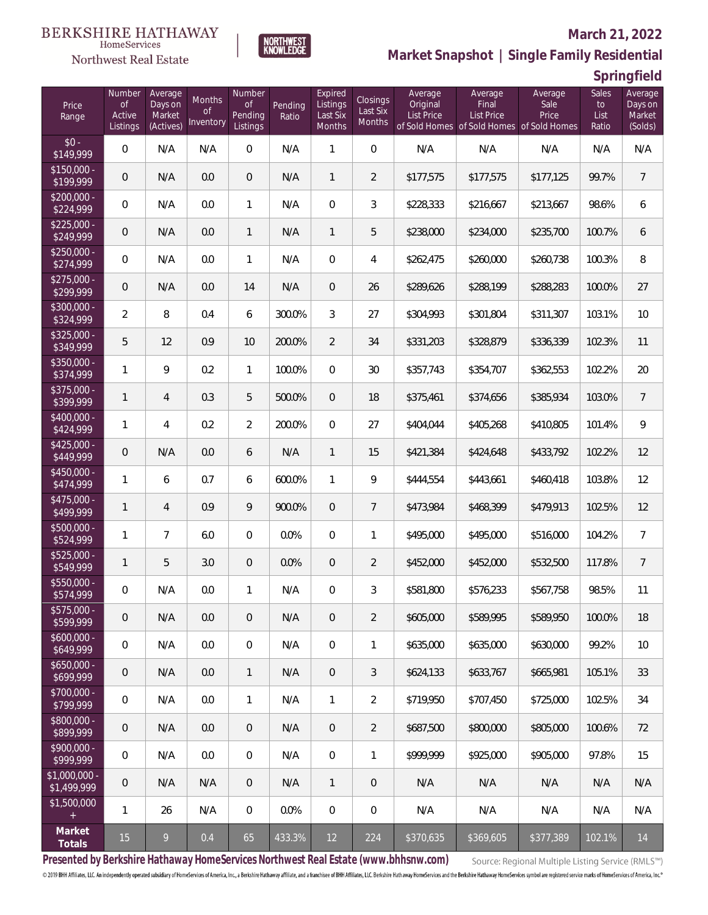BERKSHIRE HATHAWAY HomeServices Northwest Real Estate

NORTHWEST KNOWLEDGE

**March 21, 2022**

**Market Snapshot | Single Family Residential**

**Springfield**

| Price Range | Number of Active Listings | Average Days on Market (Actives) | Months of Inventory | Number of Pending Listings | Pending Ratio | Expired Listings Last Six Months | Closings Last Six Months | Average Original List Price of Sold Homes | Average Final List Price of Sold Homes | Average Sale Price of Sold Homes | Sales to List Ratio | Average Days on Market (Solds) |
|---|---|---|---|---|---|---|---|---|---|---|---|---|
| $0 - $149,999 | 0 | N/A | N/A | 0 | N/A | 1 | 0 | N/A | N/A | N/A | N/A | N/A |
| $150,000 - $199,999 | 0 | N/A | 0.0 | 0 | N/A | 1 | 2 | $177,575 | $177,575 | $177,125 | 99.7% | 7 |
| $200,000 - $224,999 | 0 | N/A | 0.0 | 1 | N/A | 0 | 3 | $228,333 | $216,667 | $213,667 | 98.6% | 6 |
| $225,000 - $249,999 | 0 | N/A | 0.0 | 1 | N/A | 1 | 5 | $238,000 | $234,000 | $235,700 | 100.7% | 6 |
| $250,000 - $274,999 | 0 | N/A | 0.0 | 1 | N/A | 0 | 4 | $262,475 | $260,000 | $260,738 | 100.3% | 8 |
| $275,000 - $299,999 | 0 | N/A | 0.0 | 14 | N/A | 0 | 26 | $289,626 | $288,199 | $288,283 | 100.0% | 27 |
| $300,000 - $324,999 | 2 | 8 | 0.4 | 6 | 300.0% | 3 | 27 | $304,993 | $301,804 | $311,307 | 103.1% | 10 |
| $325,000 - $349,999 | 5 | 12 | 0.9 | 10 | 200.0% | 2 | 34 | $331,203 | $328,879 | $336,339 | 102.3% | 11 |
| $350,000 - $374,999 | 1 | 9 | 0.2 | 1 | 100.0% | 0 | 30 | $357,743 | $354,707 | $362,553 | 102.2% | 20 |
| $375,000 - $399,999 | 1 | 4 | 0.3 | 5 | 500.0% | 0 | 18 | $375,461 | $374,656 | $385,934 | 103.0% | 7 |
| $400,000 - $424,999 | 1 | 4 | 0.2 | 2 | 200.0% | 0 | 27 | $404,044 | $405,268 | $410,805 | 101.4% | 9 |
| $425,000 - $449,999 | 0 | N/A | 0.0 | 6 | N/A | 1 | 15 | $421,384 | $424,648 | $433,792 | 102.2% | 12 |
| $450,000 - $474,999 | 1 | 6 | 0.7 | 6 | 600.0% | 1 | 9 | $444,554 | $443,661 | $460,418 | 103.8% | 12 |
| $475,000 - $499,999 | 1 | 4 | 0.9 | 9 | 900.0% | 0 | 7 | $473,984 | $468,399 | $479,913 | 102.5% | 12 |
| $500,000 - $524,999 | 1 | 7 | 6.0 | 0 | 0.0% | 0 | 1 | $495,000 | $495,000 | $516,000 | 104.2% | 7 |
| $525,000 - $549,999 | 1 | 5 | 3.0 | 0 | 0.0% | 0 | 2 | $452,000 | $452,000 | $532,500 | 117.8% | 7 |
| $550,000 - $574,999 | 0 | N/A | 0.0 | 1 | N/A | 0 | 3 | $581,800 | $576,233 | $567,758 | 98.5% | 11 |
| $575,000 - $599,999 | 0 | N/A | 0.0 | 0 | N/A | 0 | 2 | $605,000 | $589,995 | $589,950 | 100.0% | 18 |
| $600,000 - $649,999 | 0 | N/A | 0.0 | 0 | N/A | 0 | 1 | $635,000 | $635,000 | $630,000 | 99.2% | 10 |
| $650,000 - $699,999 | 0 | N/A | 0.0 | 1 | N/A | 0 | 3 | $624,133 | $633,767 | $665,981 | 105.1% | 33 |
| $700,000 - $799,999 | 0 | N/A | 0.0 | 1 | N/A | 1 | 2 | $719,950 | $707,450 | $725,000 | 102.5% | 34 |
| $800,000 - $899,999 | 0 | N/A | 0.0 | 0 | N/A | 0 | 2 | $687,500 | $800,000 | $805,000 | 100.6% | 72 |
| $900,000 - $999,999 | 0 | N/A | 0.0 | 0 | N/A | 0 | 1 | $999,999 | $925,000 | $905,000 | 97.8% | 15 |
| $1,000,000 - $1,499,999 | 0 | N/A | N/A | 0 | N/A | 1 | 0 | N/A | N/A | N/A | N/A | N/A |
| $1,500,000 + | 1 | 26 | N/A | 0 | 0.0% | 0 | 0 | N/A | N/A | N/A | N/A | N/A |
| **Market Totals** | 15 | 9 | 0.4 | 65 | 433.3% | 12 | 224 | $370,635 | $369,605 | $377,389 | 102.1% | 14 |

**Presented by Berkshire Hathaway HomeServices Northwest Real Estate (www.bhhsnw.com)**

Source: Regional Multiple Listing Service (RMLS™)

© 2019 BHH Affiliates, LLC. An independently operated subsidiary of HomeServices of America, Inc., a Berkshire Hathaway affiliate, and a franchisee of BHH Affiliates, LLC. Berkshire Hathaway HomeServices and the Berkshire Hathaway HomeServices symbol are registered service marks of HomeServices of America, Inc.®